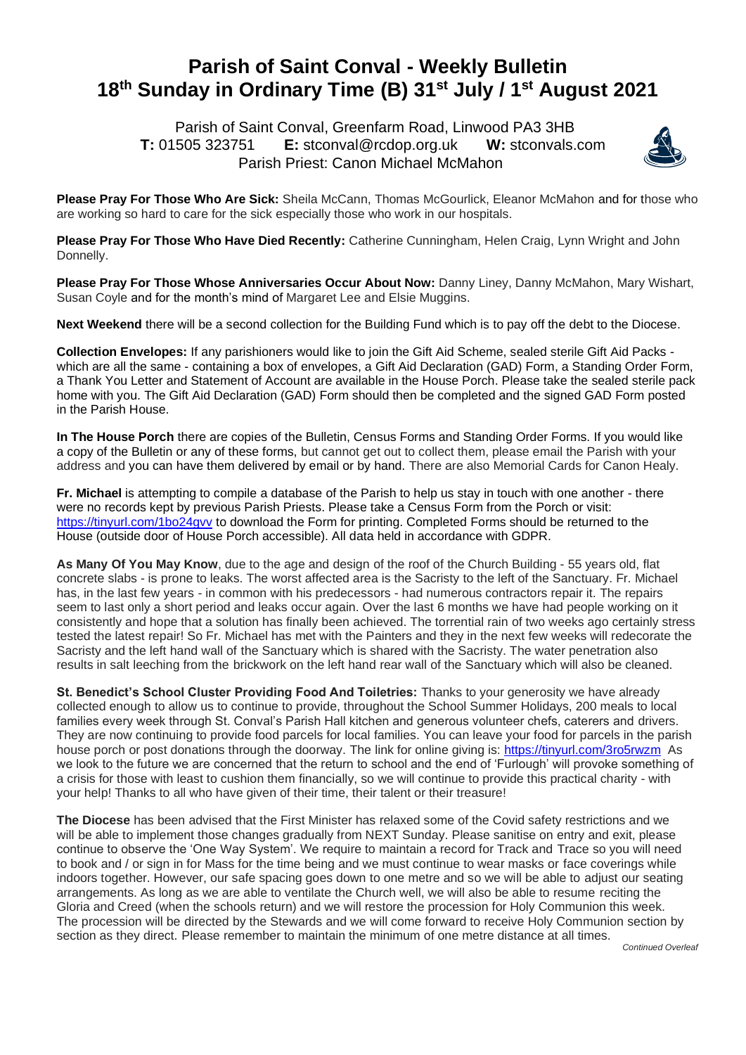# Parish of Saint Conval - Weekly Bulletin
# 18th Sunday in Ordinary Time (B) 31st July / 1st August 2021

Parish of Saint Conval, Greenfarm Road, Linwood PA3 3HB
**T:** 01505 323751 **E:** stconval@rcdop.org.uk **W:** stconvals.com
Parish Priest: Canon Michael McMahon

**Please Pray For Those Who Are Sick:** Sheila McCann, Thomas McGourlick, Eleanor McMahon and for those who are working so hard to care for the sick especially those who work in our hospitals.

**Please Pray For Those Who Have Died Recently:** Catherine Cunningham, Helen Craig, Lynn Wright and John Donnelly.

**Please Pray For Those Whose Anniversaries Occur About Now:** Danny Liney, Danny McMahon, Mary Wishart, Susan Coyle and for the month's mind of Margaret Lee and Elsie Muggins.

**Next Weekend** there will be a second collection for the Building Fund which is to pay off the debt to the Diocese.

**Collection Envelopes:** If any parishioners would like to join the Gift Aid Scheme, sealed sterile Gift Aid Packs - which are all the same - containing a box of envelopes, a Gift Aid Declaration (GAD) Form, a Standing Order Form, a Thank You Letter and Statement of Account are available in the House Porch. Please take the sealed sterile pack home with you. The Gift Aid Declaration (GAD) Form should then be completed and the signed GAD Form posted in the Parish House.

**In The House Porch** there are copies of the Bulletin, Census Forms and Standing Order Forms. If you would like a copy of the Bulletin or any of these forms, but cannot get out to collect them, please email the Parish with your address and you can have them delivered by email or by hand. There are also Memorial Cards for Canon Healy.

**Fr. Michael** is attempting to compile a database of the Parish to help us stay in touch with one another - there were no records kept by previous Parish Priests. Please take a Census Form from the Porch or visit: https://tinyurl.com/1bo24gvv to download the Form for printing. Completed Forms should be returned to the House (outside door of House Porch accessible). All data held in accordance with GDPR.

**As Many Of You May Know**, due to the age and design of the roof of the Church Building - 55 years old, flat concrete slabs - is prone to leaks. The worst affected area is the Sacristy to the left of the Sanctuary. Fr. Michael has, in the last few years - in common with his predecessors - had numerous contractors repair it. The repairs seem to last only a short period and leaks occur again. Over the last 6 months we have had people working on it consistently and hope that a solution has finally been achieved. The torrential rain of two weeks ago certainly stress tested the latest repair! So Fr. Michael has met with the Painters and they in the next few weeks will redecorate the Sacristy and the left hand wall of the Sanctuary which is shared with the Sacristy. The water penetration also results in salt leeching from the brickwork on the left hand rear wall of the Sanctuary which will also be cleaned.

**St. Benedict's School Cluster Providing Food And Toiletries:** Thanks to your generosity we have already collected enough to allow us to continue to provide, throughout the School Summer Holidays, 200 meals to local families every week through St. Conval's Parish Hall kitchen and generous volunteer chefs, caterers and drivers. They are now continuing to provide food parcels for local families. You can leave your food for parcels in the parish house porch or post donations through the doorway. The link for online giving is: https://tinyurl.com/3ro5rwzm As we look to the future we are concerned that the return to school and the end of 'Furlough' will provoke something of a crisis for those with least to cushion them financially, so we will continue to provide this practical charity - with your help! Thanks to all who have given of their time, their talent or their treasure!

**The Diocese** has been advised that the First Minister has relaxed some of the Covid safety restrictions and we will be able to implement those changes gradually from NEXT Sunday. Please sanitise on entry and exit, please continue to observe the 'One Way System'. We require to maintain a record for Track and Trace so you will need to book and / or sign in for Mass for the time being and we must continue to wear masks or face coverings while indoors together. However, our safe spacing goes down to one metre and so we will be able to adjust our seating arrangements. As long as we are able to ventilate the Church well, we will also be able to resume reciting the Gloria and Creed (when the schools return) and we will restore the procession for Holy Communion this week. The procession will be directed by the Stewards and we will come forward to receive Holy Communion section by section as they direct. Please remember to maintain the minimum of one metre distance at all times.

*Continued Overleaf*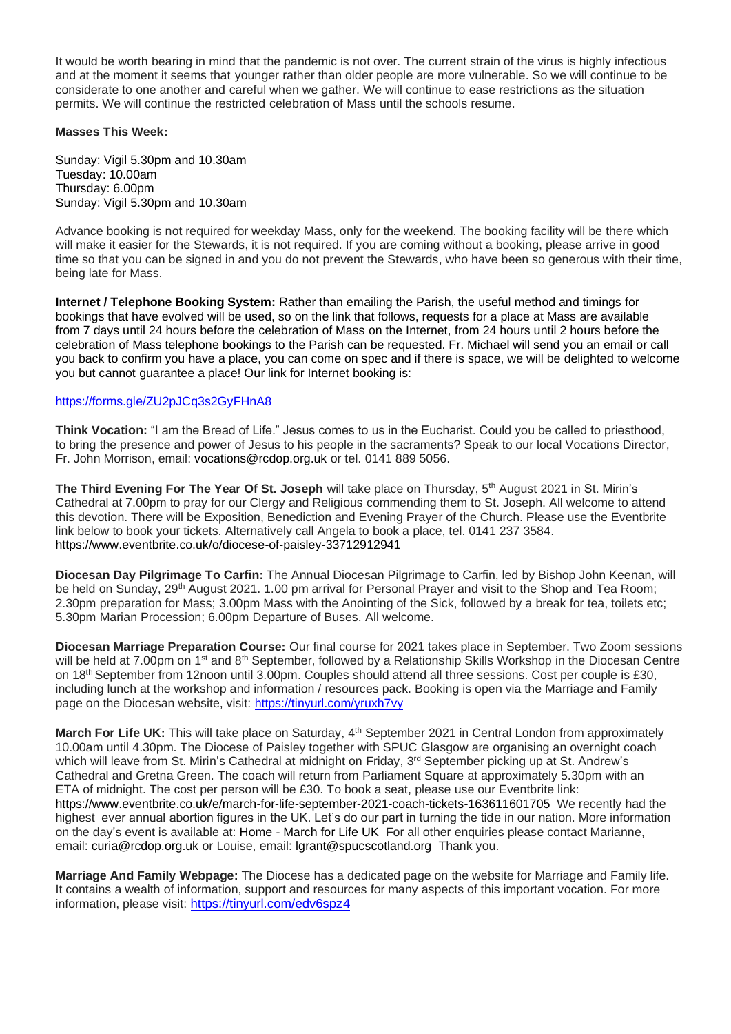It would be worth bearing in mind that the pandemic is not over. The current strain of the virus is highly infectious and at the moment it seems that younger rather than older people are more vulnerable. So we will continue to be considerate to one another and careful when we gather. We will continue to ease restrictions as the situation permits. We will continue the restricted celebration of Mass until the schools resume.

**Masses This Week:**

Sunday: Vigil 5.30pm and 10.30am
Tuesday: 10.00am
Thursday: 6.00pm
Sunday: Vigil 5.30pm and 10.30am

Advance booking is not required for weekday Mass, only for the weekend. The booking facility will be there which will make it easier for the Stewards, it is not required. If you are coming without a booking, please arrive in good time so that you can be signed in and you do not prevent the Stewards, who have been so generous with their time, being late for Mass.

**Internet / Telephone Booking System:** Rather than emailing the Parish, the useful method and timings for bookings that have evolved will be used, so on the link that follows, requests for a place at Mass are available from 7 days until 24 hours before the celebration of Mass on the Internet, from 24 hours until 2 hours before the celebration of Mass telephone bookings to the Parish can be requested. Fr. Michael will send you an email or call you back to confirm you have a place, you can come on spec and if there is space, we will be delighted to welcome you but cannot guarantee a place! Our link for Internet booking is:

https://forms.gle/ZU2pJCq3s2GyFHnA8

**Think Vocation:** "I am the Bread of Life." Jesus comes to us in the Eucharist. Could you be called to priesthood, to bring the presence and power of Jesus to his people in the sacraments? Speak to our local Vocations Director, Fr. John Morrison, email: vocations@rcdop.org.uk or tel. 0141 889 5056.

**The Third Evening For The Year Of St. Joseph** will take place on Thursday, 5th August 2021 in St. Mirin's Cathedral at 7.00pm to pray for our Clergy and Religious commending them to St. Joseph. All welcome to attend this devotion. There will be Exposition, Benediction and Evening Prayer of the Church. Please use the Eventbrite link below to book your tickets. Alternatively call Angela to book a place, tel. 0141 237 3584.
https://www.eventbrite.co.uk/o/diocese-of-paisley-33712912941

**Diocesan Day Pilgrimage To Carfin:** The Annual Diocesan Pilgrimage to Carfin, led by Bishop John Keenan, will be held on Sunday, 29th August 2021. 1.00 pm arrival for Personal Prayer and visit to the Shop and Tea Room; 2.30pm preparation for Mass; 3.00pm Mass with the Anointing of the Sick, followed by a break for tea, toilets etc; 5.30pm Marian Procession; 6.00pm Departure of Buses. All welcome.

**Diocesan Marriage Preparation Course:** Our final course for 2021 takes place in September. Two Zoom sessions will be held at 7.00pm on 1st and 8th September, followed by a Relationship Skills Workshop in the Diocesan Centre on 18th September from 12noon until 3.00pm. Couples should attend all three sessions. Cost per couple is £30, including lunch at the workshop and information / resources pack. Booking is open via the Marriage and Family page on the Diocesan website, visit: https://tinyurl.com/yruxh7vy

**March For Life UK:** This will take place on Saturday, 4th September 2021 in Central London from approximately 10.00am until 4.30pm. The Diocese of Paisley together with SPUC Glasgow are organising an overnight coach which will leave from St. Mirin's Cathedral at midnight on Friday, 3rd September picking up at St. Andrew's Cathedral and Gretna Green. The coach will return from Parliament Square at approximately 5.30pm with an ETA of midnight. The cost per person will be £30. To book a seat, please use our Eventbrite link: https://www.eventbrite.co.uk/e/march-for-life-september-2021-coach-tickets-163611601705 We recently had the highest ever annual abortion figures in the UK. Let's do our part in turning the tide in our nation. More information on the day's event is available at: Home - March for Life UK For all other enquiries please contact Marianne, email: curia@rcdop.org.uk or Louise, email: lgrant@spucscotland.org Thank you.

**Marriage And Family Webpage:** The Diocese has a dedicated page on the website for Marriage and Family life. It contains a wealth of information, support and resources for many aspects of this important vocation. For more information, please visit: https://tinyurl.com/edv6spz4